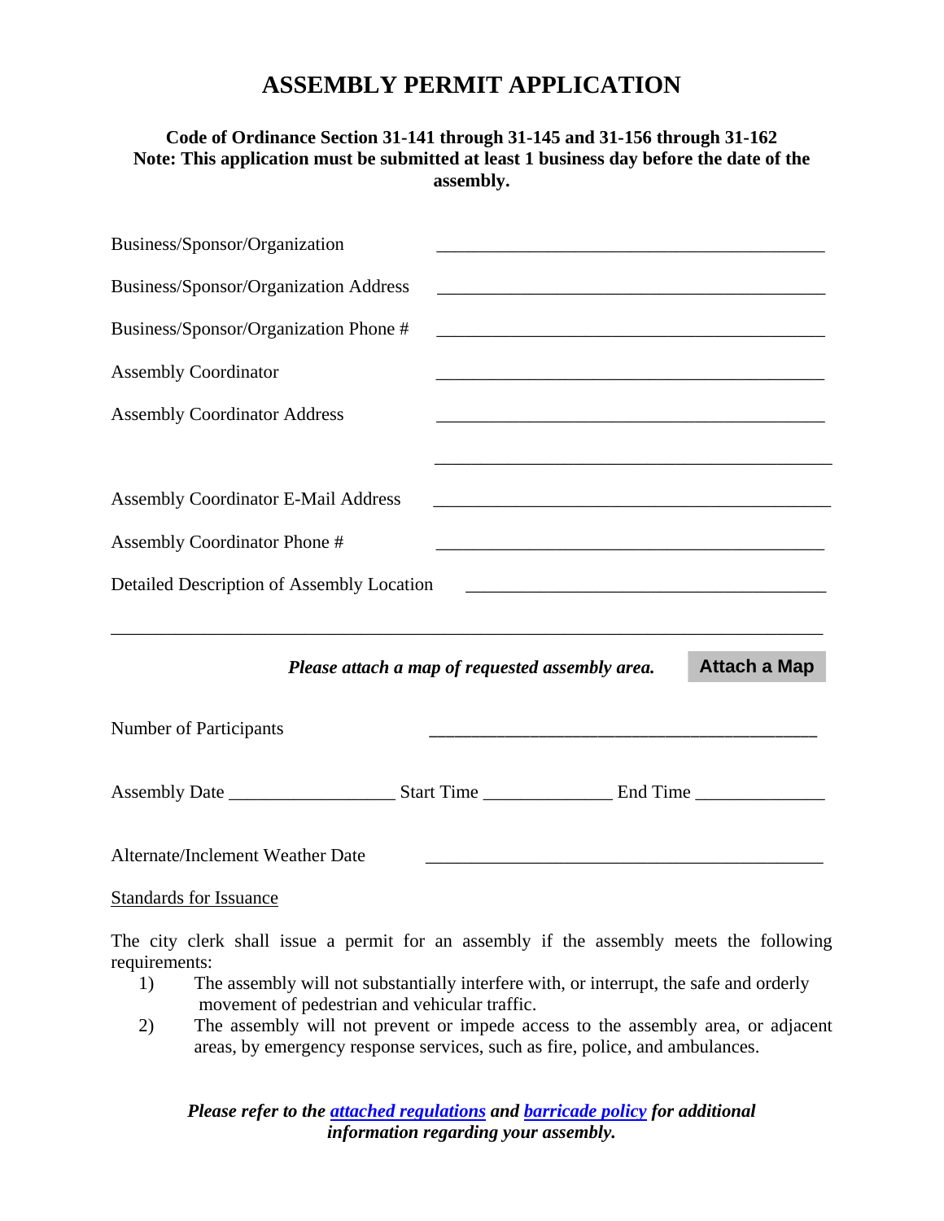# ASSEMBLY PERMIT APPLICATION

**Code of Ordinance Section 31-141 through 31-145 and 31-156 through 31-162**
**Note: This application must be submitted at least 1 business day before the date of the assembly.**

Business/Sponsor/Organization ___________________________________________

Business/Sponsor/Organization Address ___________________________________________

Business/Sponsor/Organization Phone # ___________________________________________

Assembly Coordinator ___________________________________________

Assembly Coordinator Address ___________________________________________

___________________________________________

Assembly Coordinator E-Mail Address ___________________________________________

Assembly Coordinator Phone # ___________________________________________

Detailed Description of Assembly Location ___________________________________________

_______________________________________________________________________________

*Please attach a map of requested assembly area.* **Attach a Map**

Number of Participants ___________________________________________

Assembly Date __________________ Start Time ______________ End Time ______________

Alternate/Inclement Weather Date ___________________________________________

Standards for Issuance

The city clerk shall issue a permit for an assembly if the assembly meets the following requirements:

1) The assembly will not substantially interfere with, or interrupt, the safe and orderly movement of pedestrian and vehicular traffic.
2) The assembly will not prevent or impede access to the assembly area, or adjacent areas, by emergency response services, such as fire, police, and ambulances.

***Please refer to the attached regulations and barricade policy for additional information regarding your assembly.***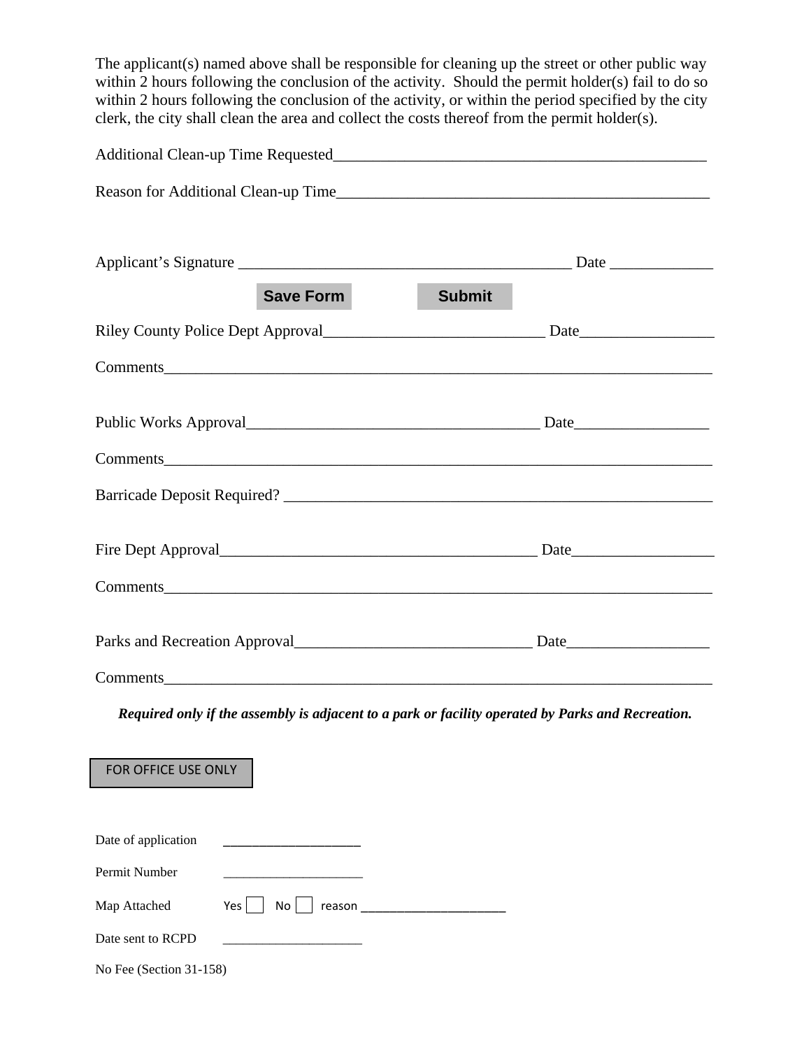The applicant(s) named above shall be responsible for cleaning up the street or other public way within 2 hours following the conclusion of the activity. Should the permit holder(s) fail to do so within 2 hours following the conclusion of the activity, or within the period specified by the city clerk, the city shall clean the area and collect the costs thereof from the permit holder(s).

Additional Clean-up Time Requested_______________________________________________

Reason for Additional Clean-up Time_______________________________________________

Applicant's Signature ________________________________________ Date ____________

Save Form Submit

Riley County Police Dept Approval___________________________ Date________________

Comments_________________________________________________________________

Public Works Approval___________________________________ Date________________

Comments_________________________________________________________________

Barricade Deposit Required? ___________________________________________________

Fire Dept Approval_______________________________________ Date_________________

Comments_________________________________________________________________

Parks and Recreation Approval_____________________________ Date_________________

Comments_________________________________________________________________

***Required only if the assembly is adjacent to a park or facility operated by Parks and Recreation.***

FOR OFFICE USE ONLY

Date of application ____________________

Permit Number ____________________

Map Attached Yes ☐ No ☐ reason ______________________

Date sent to RCPD ____________________

No Fee (Section 31-158)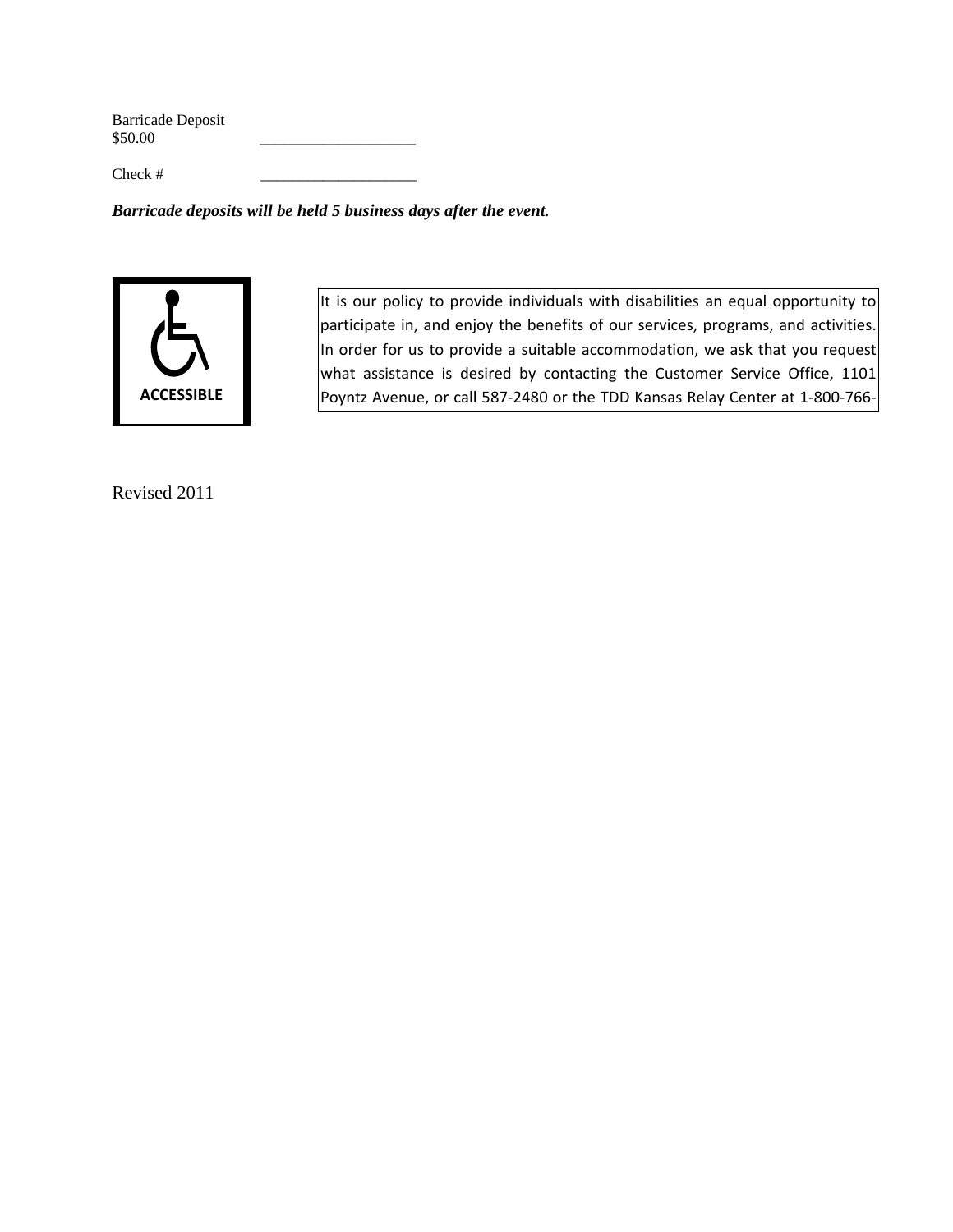Barricade Deposit
$50.00 ____________________

Check # ____________________

***Barricade deposits will be held 5 business days after the event.***

ACCESSIBLE

It is our policy to provide individuals with disabilities an equal opportunity to participate in, and enjoy the benefits of our services, programs, and activities. In order for us to provide a suitable accommodation, we ask that you request what assistance is desired by contacting the Customer Service Office, 1101 Poyntz Avenue, or call 587-2480 or the TDD Kansas Relay Center at 1-800-766-

Revised 2011